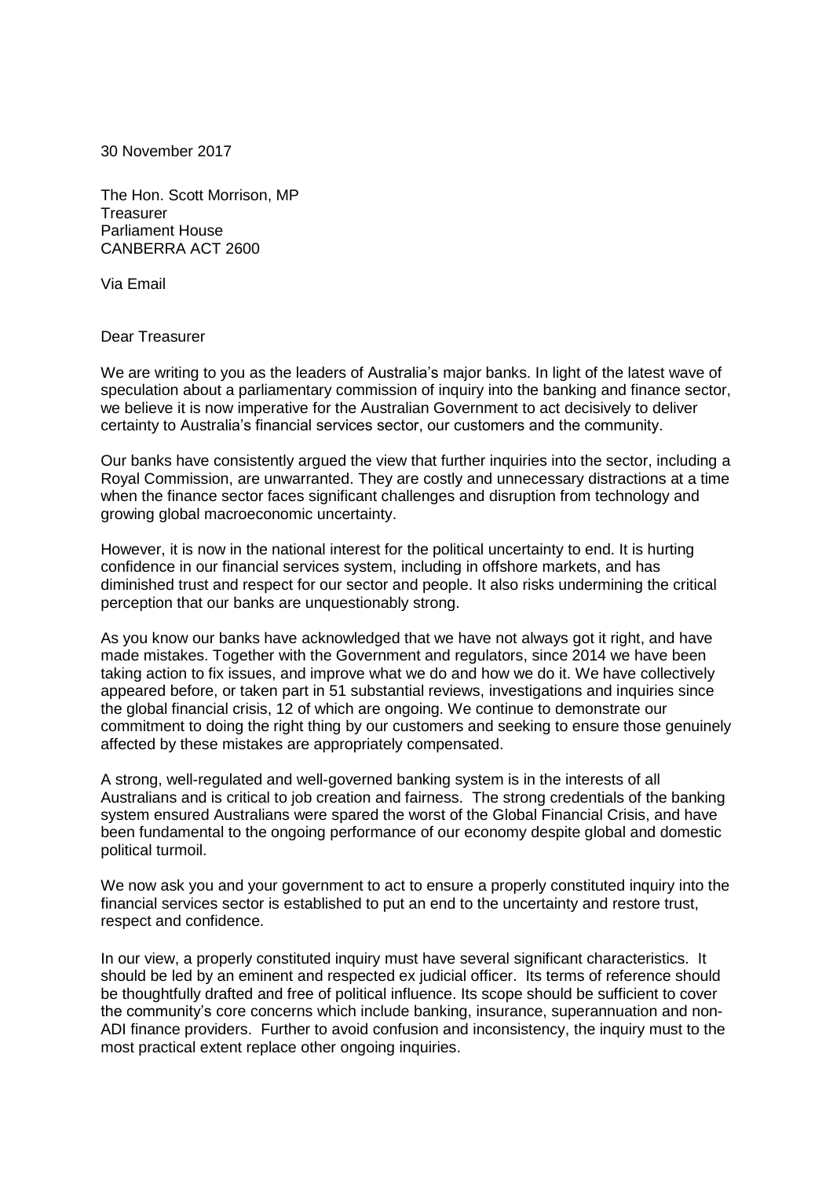30 November 2017

The Hon. Scott Morrison, MP
Treasurer
Parliament House
CANBERRA ACT 2600

Via Email

Dear Treasurer

We are writing to you as the leaders of Australia's major banks. In light of the latest wave of speculation about a parliamentary commission of inquiry into the banking and finance sector, we believe it is now imperative for the Australian Government to act decisively to deliver certainty to Australia's financial services sector, our customers and the community.

Our banks have consistently argued the view that further inquiries into the sector, including a Royal Commission, are unwarranted. They are costly and unnecessary distractions at a time when the finance sector faces significant challenges and disruption from technology and growing global macroeconomic uncertainty.

However, it is now in the national interest for the political uncertainty to end. It is hurting confidence in our financial services system, including in offshore markets, and has diminished trust and respect for our sector and people. It also risks undermining the critical perception that our banks are unquestionably strong.

As you know our banks have acknowledged that we have not always got it right, and have made mistakes. Together with the Government and regulators, since 2014 we have been taking action to fix issues, and improve what we do and how we do it. We have collectively appeared before, or taken part in 51 substantial reviews, investigations and inquiries since the global financial crisis, 12 of which are ongoing. We continue to demonstrate our commitment to doing the right thing by our customers and seeking to ensure those genuinely affected by these mistakes are appropriately compensated.

A strong, well-regulated and well-governed banking system is in the interests of all Australians and is critical to job creation and fairness. The strong credentials of the banking system ensured Australians were spared the worst of the Global Financial Crisis, and have been fundamental to the ongoing performance of our economy despite global and domestic political turmoil.

We now ask you and your government to act to ensure a properly constituted inquiry into the financial services sector is established to put an end to the uncertainty and restore trust, respect and confidence.

In our view, a properly constituted inquiry must have several significant characteristics. It should be led by an eminent and respected ex judicial officer. Its terms of reference should be thoughtfully drafted and free of political influence. Its scope should be sufficient to cover the community's core concerns which include banking, insurance, superannuation and non-ADI finance providers. Further to avoid confusion and inconsistency, the inquiry must to the most practical extent replace other ongoing inquiries.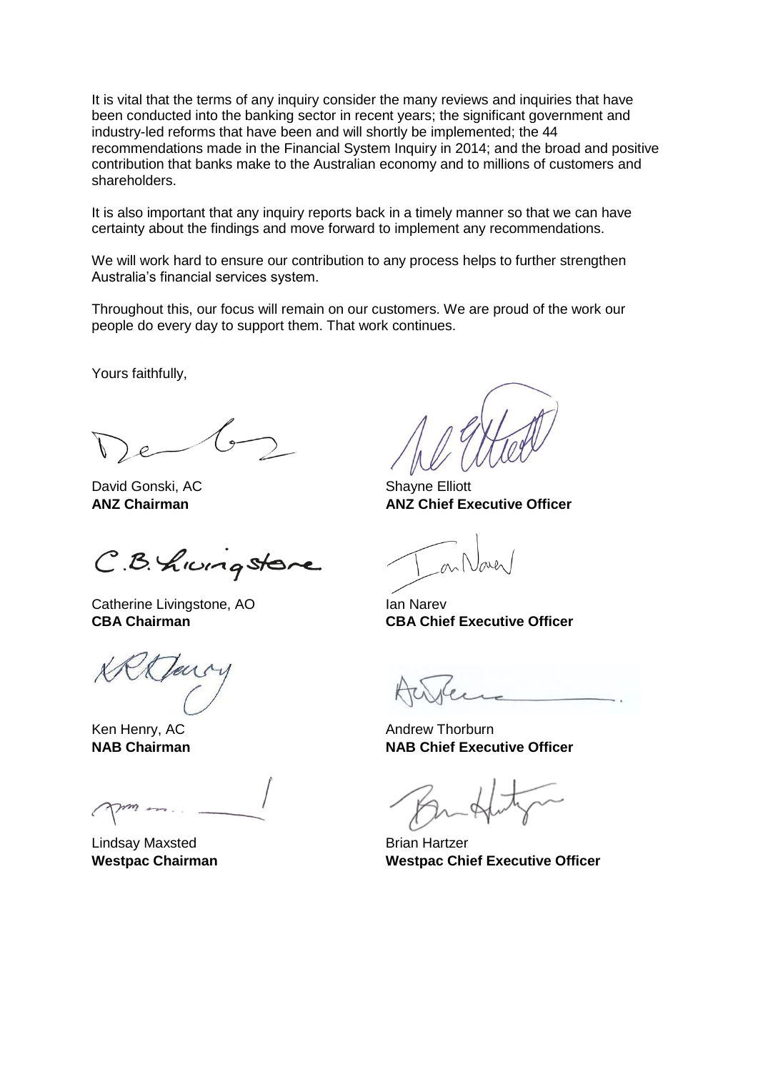It is vital that the terms of any inquiry consider the many reviews and inquiries that have been conducted into the banking sector in recent years; the significant government and industry-led reforms that have been and will shortly be implemented; the 44 recommendations made in the Financial System Inquiry in 2014; and the broad and positive contribution that banks make to the Australian economy and to millions of customers and shareholders.

It is also important that any inquiry reports back in a timely manner so that we can have certainty about the findings and move forward to implement any recommendations.

We will work hard to ensure our contribution to any process helps to further strengthen Australia's financial services system.

Throughout this, our focus will remain on our customers. We are proud of the work our people do every day to support them. That work continues.

Yours faithfully,

David Gonski, AC
**ANZ Chairman**

Shayne Elliott
**ANZ Chief Executive Officer**

Catherine Livingstone, AO
**CBA Chairman**

Ian Narev
**CBA Chief Executive Officer**

Ken Henry, AC
**NAB Chairman**

Andrew Thorburn
**NAB Chief Executive Officer**

Lindsay Maxsted
**Westpac Chairman**

Brian Hartzer
**Westpac Chief Executive Officer**